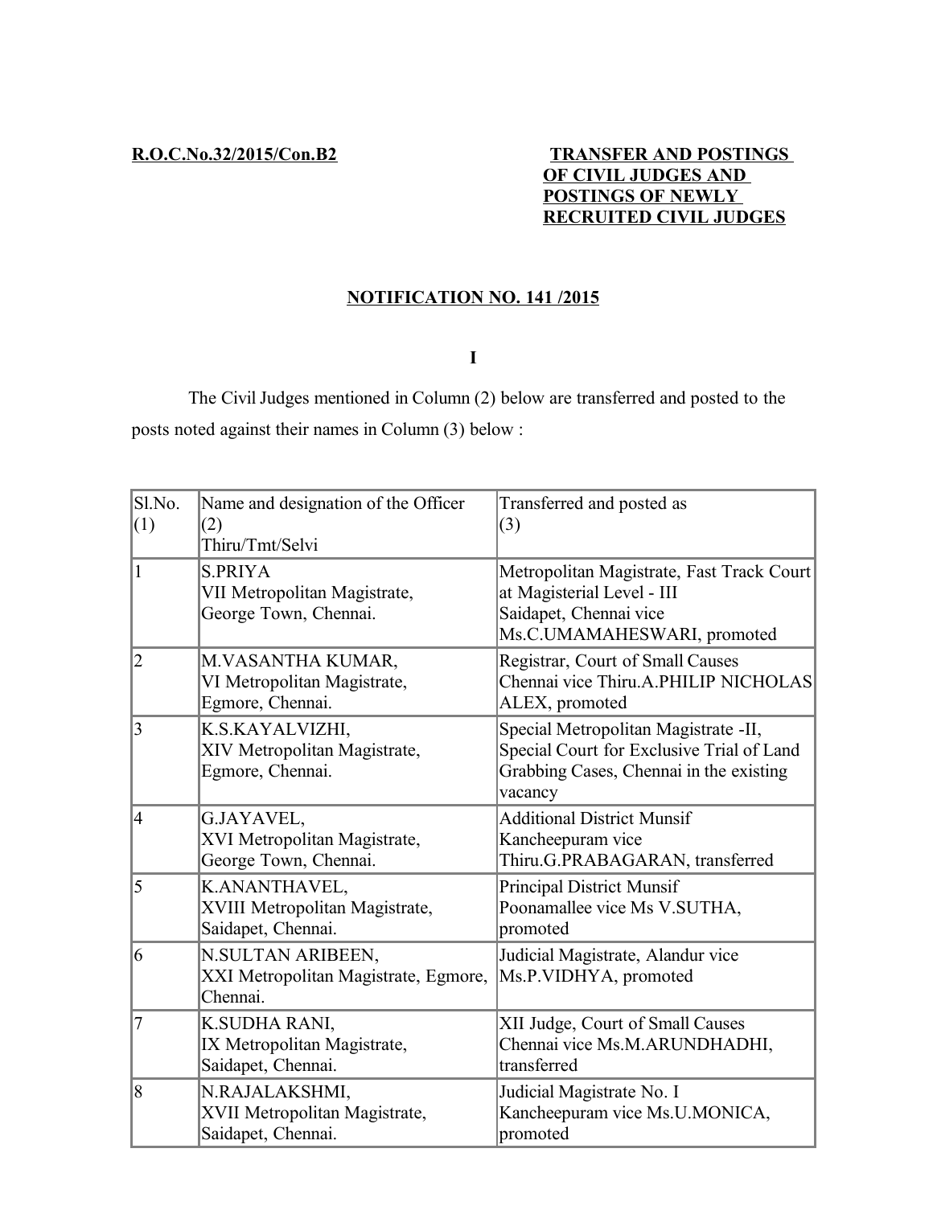**R.O.C.No.32/2015/Con.B2**

**TRANSFER AND POSTINGS OF CIVIL JUDGES AND POSTINGS OF NEWLY RECRUITED CIVIL JUDGES**

**NOTIFICATION NO. 141 /2015**

**I**

The Civil Judges mentioned in Column (2) below are transferred and posted to the posts noted against their names in Column (3) below :

| Sl.No. (1) | Name and designation of the Officer (2) Thiru/Tmt/Selvi | Transferred and posted as (3) |
|---|---|---|
| 1 | S.PRIYA<br>VII Metropolitan Magistrate, George Town, Chennai. | Metropolitan Magistrate, Fast Track Court at Magisterial Level - III Saidapet, Chennai vice Ms.C.UMAMAHESWARI, promoted |
| 2 | M.VASANTHA KUMAR,<br>VI Metropolitan Magistrate, Egmore, Chennai. | Registrar, Court of Small Causes Chennai vice Thiru.A.PHILIP NICHOLAS ALEX, promoted |
| 3 | K.S.KAYALVIZHI,<br>XIV Metropolitan Magistrate, Egmore, Chennai. | Special Metropolitan Magistrate -II, Special Court for Exclusive Trial of Land Grabbing Cases, Chennai in the existing vacancy |
| 4 | G.JAYAVEL,<br>XVI Metropolitan Magistrate, George Town, Chennai. | Additional District Munsif Kancheepuram vice Thiru.G.PRABAGARAN, transferred |
| 5 | K.ANANTHAVEL,<br>XVIII Metropolitan Magistrate, Saidapet, Chennai. | Principal District Munsif Poonamallee vice Ms V.SUTHA, promoted |
| 6 | N.SULTAN ARIBEEN,<br>XXI Metropolitan Magistrate, Egmore, Chennai. | Judicial Magistrate, Alandur vice Ms.P.VIDHYA, promoted |
| 7 | K.SUDHA RANI,<br>IX Metropolitan Magistrate, Saidapet, Chennai. | XII Judge, Court of Small Causes Chennai vice Ms.M.ARUNDHADHI, transferred |
| 8 | N.RAJALAKSHMI,<br>XVII Metropolitan Magistrate, Saidapet, Chennai. | Judicial Magistrate No. I Kancheepuram vice Ms.U.MONICA, promoted |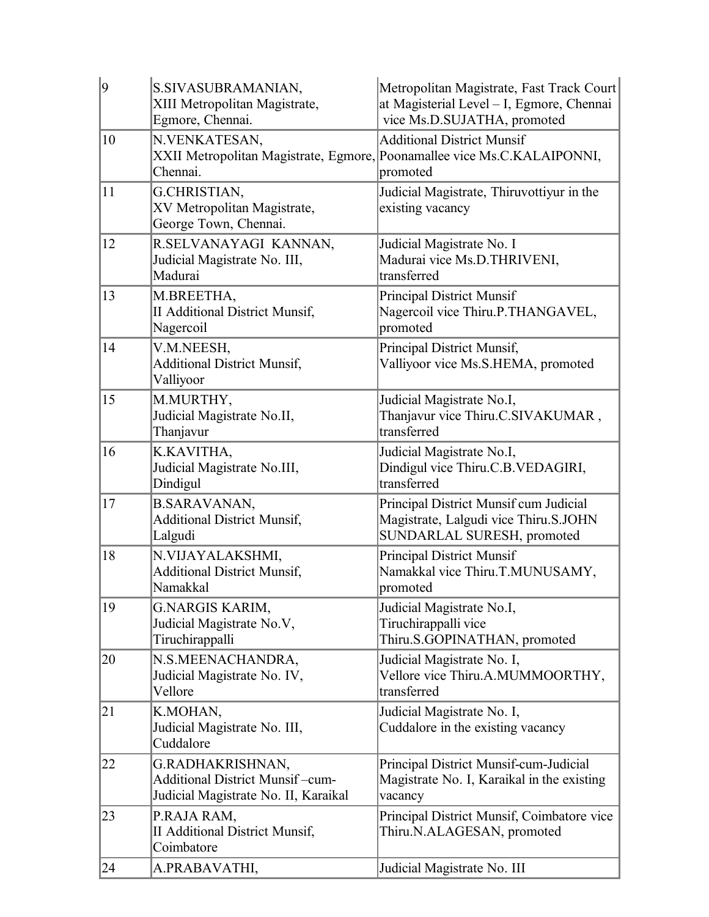| 9 | S.SIVASUBRAMANIAN, XIII Metropolitan Magistrate, Egmore, Chennai. | Metropolitan Magistrate, Fast Track Court at Magisterial Level – I, Egmore, Chennai vice Ms.D.SUJATHA, promoted |
|---|---|---|
| 10 | N.VENKATESAN, XXII Metropolitan Magistrate, Egmore, Chennai. | Additional District Munsif Poonamallee vice Ms.C.KALAIPONNI, promoted |
| 11 | G.CHRISTIAN, XV Metropolitan Magistrate, George Town, Chennai. | Judicial Magistrate, Thiruvottiyur in the existing vacancy |
| 12 | R.SELVANAYAGI KANNAN, Judicial Magistrate No. III, Madurai | Judicial Magistrate No. I Madurai vice Ms.D.THRIVENI, transferred |
| 13 | M.BREETHA, II Additional District Munsif, Nagercoil | Principal District Munsif Nagercoil vice Thiru.P.THANGAVEL, promoted |
| 14 | V.M.NEESH, Additional District Munsif, Valliyoor | Principal District Munsif, Valliyoor vice Ms.S.HEMA, promoted |
| 15 | M.MURTHY, Judicial Magistrate No.II, Thanjavur | Judicial Magistrate No.I, Thanjavur vice Thiru.C.SIVAKUMAR , transferred |
| 16 | K.KAVITHA, Judicial Magistrate No.III, Dindigul | Judicial Magistrate No.I, Dindigul vice Thiru.C.B.VEDAGIRI, transferred |
| 17 | B.SARAVANAN, Additional District Munsif, Lalgudi | Principal District Munsif cum Judicial Magistrate, Lalgudi vice Thiru.S.JOHN SUNDARLAL SURESH, promoted |
| 18 | N.VIJAYALAKSHMI, Additional District Munsif, Namakkal | Principal District Munsif Namakkal vice Thiru.T.MUNUSAMY, promoted |
| 19 | G.NARGIS KARIM, Judicial Magistrate No.V, Tiruchirappalli | Judicial Magistrate No.I, Tiruchirappalli vice Thiru.S.GOPINATHAN, promoted |
| 20 | N.S.MEENACHANDRA, Judicial Magistrate No. IV, Vellore | Judicial Magistrate No. I, Vellore vice Thiru.A.MUMMOORTHY, transferred |
| 21 | K.MOHAN, Judicial Magistrate No. III, Cuddalore | Judicial Magistrate No. I, Cuddalore in the existing vacancy |
| 22 | G.RADHAKRISHNAN, Additional District Munsif –cum- Judicial Magistrate No. II, Karaikal | Principal District Munsif-cum-Judicial Magistrate No. I, Karaikal in the existing vacancy |
| 23 | P.RAJA RAM, II Additional District Munsif, Coimbatore | Principal District Munsif, Coimbatore vice Thiru.N.ALAGESAN, promoted |
| 24 | A.PRABAVATHI, | Judicial Magistrate No. III |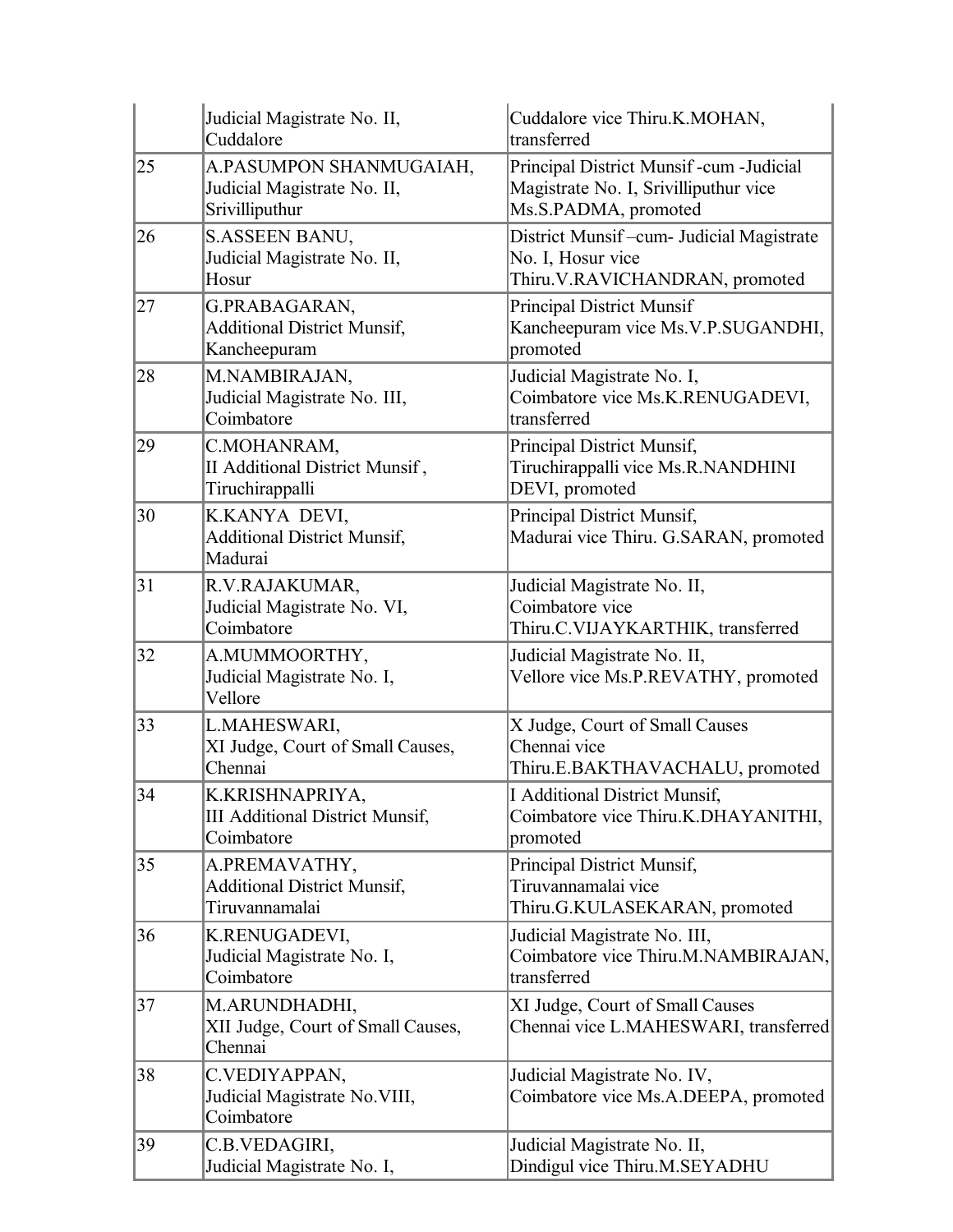|  |  |  |
|---|---|---|
|  | Judicial Magistrate No. II, Cuddalore | Cuddalore vice Thiru.K.MOHAN, transferred |
| 25 | A.PASUMPON SHANMUGAIAH, Judicial Magistrate No. II, Srivilliputhur | Principal District Munsif -cum -Judicial Magistrate No. I, Srivilliputhur vice Ms.S.PADMA, promoted |
| 26 | S.ASSEEN BANU, Judicial Magistrate No. II, Hosur | District Munsif –cum- Judicial Magistrate No. I, Hosur vice Thiru.V.RAVICHANDRAN, promoted |
| 27 | G.PRABAGARAN, Additional District Munsif, Kancheepuram | Principal District Munsif Kancheepuram vice Ms.V.P.SUGANDHI, promoted |
| 28 | M.NAMBIRAJAN, Judicial Magistrate No. III, Coimbatore | Judicial Magistrate No. I, Coimbatore vice Ms.K.RENUGADEVI, transferred |
| 29 | C.MOHANRAM, II Additional District Munsif , Tiruchirappalli | Principal District Munsif, Tiruchirappalli vice Ms.R.NANDHINI DEVI, promoted |
| 30 | K.KANYA DEVI, Additional District Munsif, Madurai | Principal District Munsif, Madurai vice Thiru. G.SARAN, promoted |
| 31 | R.V.RAJAKUMAR, Judicial Magistrate No. VI, Coimbatore | Judicial Magistrate No. II, Coimbatore vice Thiru.C.VIJAYKARTHIK, transferred |
| 32 | A.MUMMOORTHY, Judicial Magistrate No. I, Vellore | Judicial Magistrate No. II, Vellore vice Ms.P.REVATHY, promoted |
| 33 | L.MAHESWARI, XI Judge, Court of Small Causes, Chennai | X Judge, Court of Small Causes Chennai vice Thiru.E.BAKTHAVACHALU, promoted |
| 34 | K.KRISHNAPRIYA, III Additional District Munsif, Coimbatore | I Additional District Munsif, Coimbatore vice Thiru.K.DHAYANITHI, promoted |
| 35 | A.PREMAVATHY, Additional District Munsif, Tiruvannamalai | Principal District Munsif, Tiruvannamalai vice Thiru.G.KULASEKARAN, promoted |
| 36 | K.RENUGADEVI, Judicial Magistrate No. I, Coimbatore | Judicial Magistrate No. III, Coimbatore vice Thiru.M.NAMBIRAJAN, transferred |
| 37 | M.ARUNDHADHI, XII Judge, Court of Small Causes, Chennai | XI Judge, Court of Small Causes Chennai vice L.MAHESWARI, transferred |
| 38 | C.VEDIYAPPAN, Judicial Magistrate No.VIII, Coimbatore | Judicial Magistrate No. IV, Coimbatore vice Ms.A.DEEPA, promoted |
| 39 | C.B.VEDAGIRI, Judicial Magistrate No. I, | Judicial Magistrate No. II, Dindigul vice Thiru.M.SEYADHU |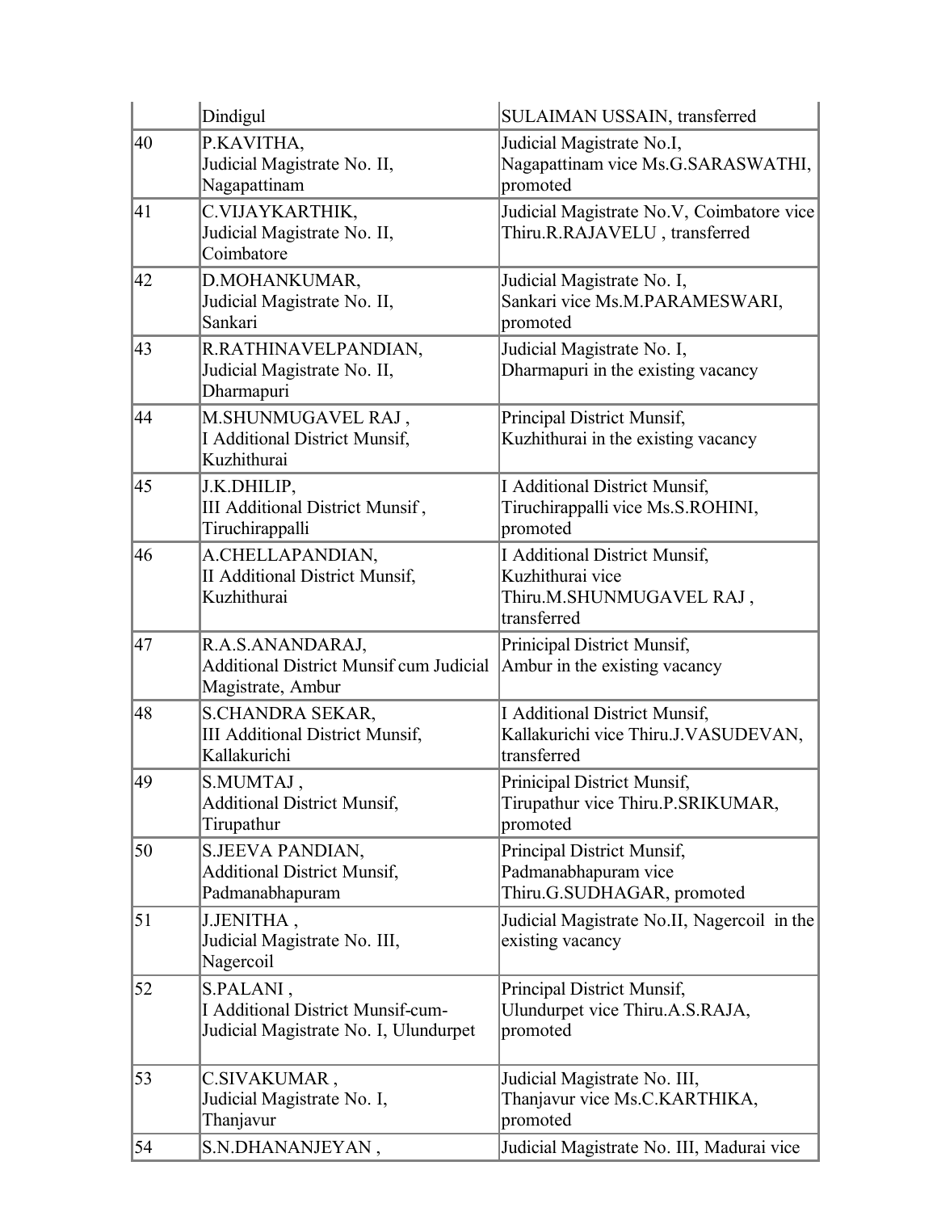|  |  |  |
|---|---|---|
|  | Dindigul | SULAIMAN USSAIN, transferred |
| 40 | P.KAVITHA,<br>Judicial Magistrate No. II,<br>Nagapattinam | Judicial Magistrate No.I,<br>Nagapattinam vice Ms.G.SARASWATHI,<br>promoted |
| 41 | C.VIJAYKARTHIK,<br>Judicial Magistrate No. II,<br>Coimbatore | Judicial Magistrate No.V, Coimbatore vice<br>Thiru.R.RAJAVELU , transferred |
| 42 | D.MOHANKUMAR,<br>Judicial Magistrate No. II,<br>Sankari | Judicial Magistrate No. I,<br>Sankari vice Ms.M.PARAMESWARI,<br>promoted |
| 43 | R.RATHINAVELPANDIAN,<br>Judicial Magistrate No. II,<br>Dharmapuri | Judicial Magistrate No. I,<br>Dharmapuri in the existing vacancy |
| 44 | M.SHUNMUGAVEL RAJ ,<br>I Additional District Munsif,<br>Kuzhithurai | Principal District Munsif,<br>Kuzhithurai in the existing vacancy |
| 45 | J.K.DHILIP,<br>III Additional District Munsif ,<br>Tiruchirappalli | I Additional District Munsif,<br>Tiruchirappalli vice Ms.S.ROHINI,<br>promoted |
| 46 | A.CHELLAPANDIAN,<br>II Additional District Munsif,<br>Kuzhithurai | I Additional District Munsif,<br>Kuzhithurai vice<br>Thiru.M.SHUNMUGAVEL RAJ ,<br>transferred |
| 47 | R.A.S.ANANDARAJ,<br>Additional District Munsif cum Judicial<br>Magistrate, Ambur | Prinicipal District Munsif,<br>Ambur in the existing vacancy |
| 48 | S.CHANDRA SEKAR,<br>III Additional District Munsif,<br>Kallakurichi | I Additional District Munsif,<br>Kallakurichi vice Thiru.J.VASUDEVAN,<br>transferred |
| 49 | S.MUMTAJ ,<br>Additional District Munsif,<br>Tirupathur | Prinicipal District Munsif,<br>Tirupathur vice Thiru.P.SRIKUMAR,<br>promoted |
| 50 | S.JEEVA PANDIAN,<br>Additional District Munsif,<br>Padmanabhapuram | Principal District Munsif,<br>Padmanabhapuram vice<br>Thiru.G.SUDHAGAR, promoted |
| 51 | J.JENITHA ,<br>Judicial Magistrate No. III,<br>Nagercoil | Judicial Magistrate No.II, Nagercoil in the<br>existing vacancy |
| 52 | S.PALANI ,<br>I Additional District Munsif-cum-<br>Judicial Magistrate No. I, Ulundurpet | Principal District Munsif,<br>Ulundurpet vice Thiru.A.S.RAJA,<br>promoted |
| 53 | C.SIVAKUMAR ,<br>Judicial Magistrate No. I,<br>Thanjavur | Judicial Magistrate No. III,<br>Thanjavur vice Ms.C.KARTHIKA,<br>promoted |
| 54 | S.N.DHANANJEYAN , | Judicial Magistrate No. III, Madurai vice |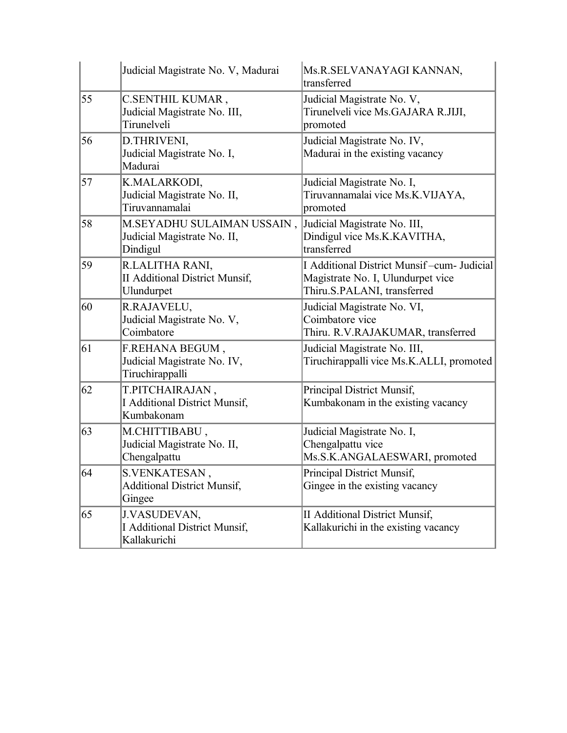| | | |
|---|---|---|
| | Judicial Magistrate No. V, Madurai | Ms.R.SELVANAYAGI KANNAN, transferred |
| 55 | C.SENTHIL KUMAR, Judicial Magistrate No. III, Tirunelveli | Judicial Magistrate No. V, Tirunelveli vice Ms.GAJARA R.JIJI, promoted |
| 56 | D.THRIVENI, Judicial Magistrate No. I, Madurai | Judicial Magistrate No. IV, Madurai in the existing vacancy |
| 57 | K.MALARKODI, Judicial Magistrate No. II, Tiruvannamalai | Judicial Magistrate No. I, Tiruvannamalai vice Ms.K.VIJAYA, promoted |
| 58 | M.SEYADHU SULAIMAN USSAIN, Judicial Magistrate No. II, Dindigul | Judicial Magistrate No. III, Dindigul vice Ms.K.KAVITHA, transferred |
| 59 | R.LALITHA RANI, II Additional District Munsif, Ulundurpet | I Additional District Munsif –cum- Judicial Magistrate No. I, Ulundurpet vice Thiru.S.PALANI, transferred |
| 60 | R.RAJAVELU, Judicial Magistrate No. V, Coimbatore | Judicial Magistrate No. VI, Coimbatore vice Thiru. R.V.RAJAKUMAR, transferred |
| 61 | F.REHANA BEGUM, Judicial Magistrate No. IV, Tiruchirappalli | Judicial Magistrate No. III, Tiruchirappalli vice Ms.K.ALLI, promoted |
| 62 | T.PITCHAIRAJAN, I Additional District Munsif, Kumbakonam | Principal District Munsif, Kumbakonam in the existing vacancy |
| 63 | M.CHITTIBABU, Judicial Magistrate No. II, Chengalpattu | Judicial Magistrate No. I, Chengalpattu vice Ms.S.K.ANGALAESWARI, promoted |
| 64 | S.VENKATESAN, Additional District Munsif, Gingee | Principal District Munsif, Gingee in the existing vacancy |
| 65 | J.VASUDEVAN, I Additional District Munsif, Kallakurichi | II Additional District Munsif, Kallakurichi in the existing vacancy |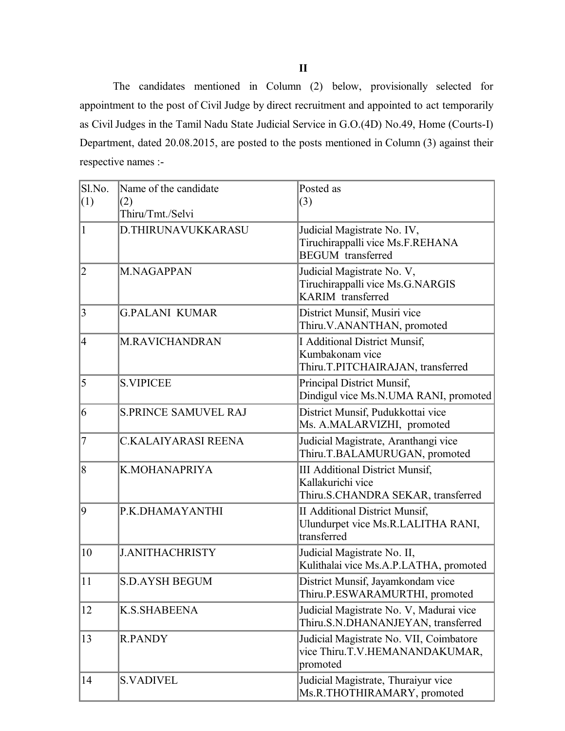**II**

The candidates mentioned in Column (2) below, provisionally selected for appointment to the post of Civil Judge by direct recruitment and appointed to act temporarily as Civil Judges in the Tamil Nadu State Judicial Service in G.O.(4D) No.49, Home (Courts-I) Department, dated 20.08.2015, are posted to the posts mentioned in Column (3) against their respective names :-

| Sl.No. (1) | Name of the candidate (2) Thiru/Tmt./Selvi | Posted as (3) |
|---|---|---|
| 1 | D.THIRUNAVUKKARASU | Judicial Magistrate No. IV, Tiruchirappalli vice Ms.F.REHANA BEGUM transferred |
| 2 | M.NAGAPPAN | Judicial Magistrate No. V, Tiruchirappalli vice Ms.G.NARGIS KARIM transferred |
| 3 | G.PALANI KUMAR | District Munsif, Musiri vice Thiru.V.ANANTHAN, promoted |
| 4 | M.RAVICHANDRAN | I Additional District Munsif, Kumbakonam vice Thiru.T.PITCHAIRAJAN, transferred |
| 5 | S.VIPICEE | Principal District Munsif, Dindigul vice Ms.N.UMA RANI, promoted |
| 6 | S.PRINCE SAMUVEL RAJ | District Munsif, Pudukkottai vice Ms. A.MALARVIZHI, promoted |
| 7 | C.KALAIYARASI REENA | Judicial Magistrate, Aranthangi vice Thiru.T.BALAMURUGAN, promoted |
| 8 | K.MOHANAPRIYA | III Additional District Munsif, Kallakurichi vice Thiru.S.CHANDRA SEKAR, transferred |
| 9 | P.K.DHAMAYANTHI | II Additional District Munsif, Ulundurpet vice Ms.R.LALITHA RANI, transferred |
| 10 | J.ANITHACHRISTY | Judicial Magistrate No. II, Kulithalai vice Ms.A.P.LATHA, promoted |
| 11 | S.D.AYSH BEGUM | District Munsif, Jayamkondam vice Thiru.P.ESWARAMURTHI, promoted |
| 12 | K.S.SHABEENA | Judicial Magistrate No. V, Madurai vice Thiru.S.N.DHANANJEYAN, transferred |
| 13 | R.PANDY | Judicial Magistrate No. VII, Coimbatore vice Thiru.T.V.HEMANANDAKUMAR, promoted |
| 14 | S.VADIVEL | Judicial Magistrate, Thuraiyur vice Ms.R.THOTHIRAMARY, promoted |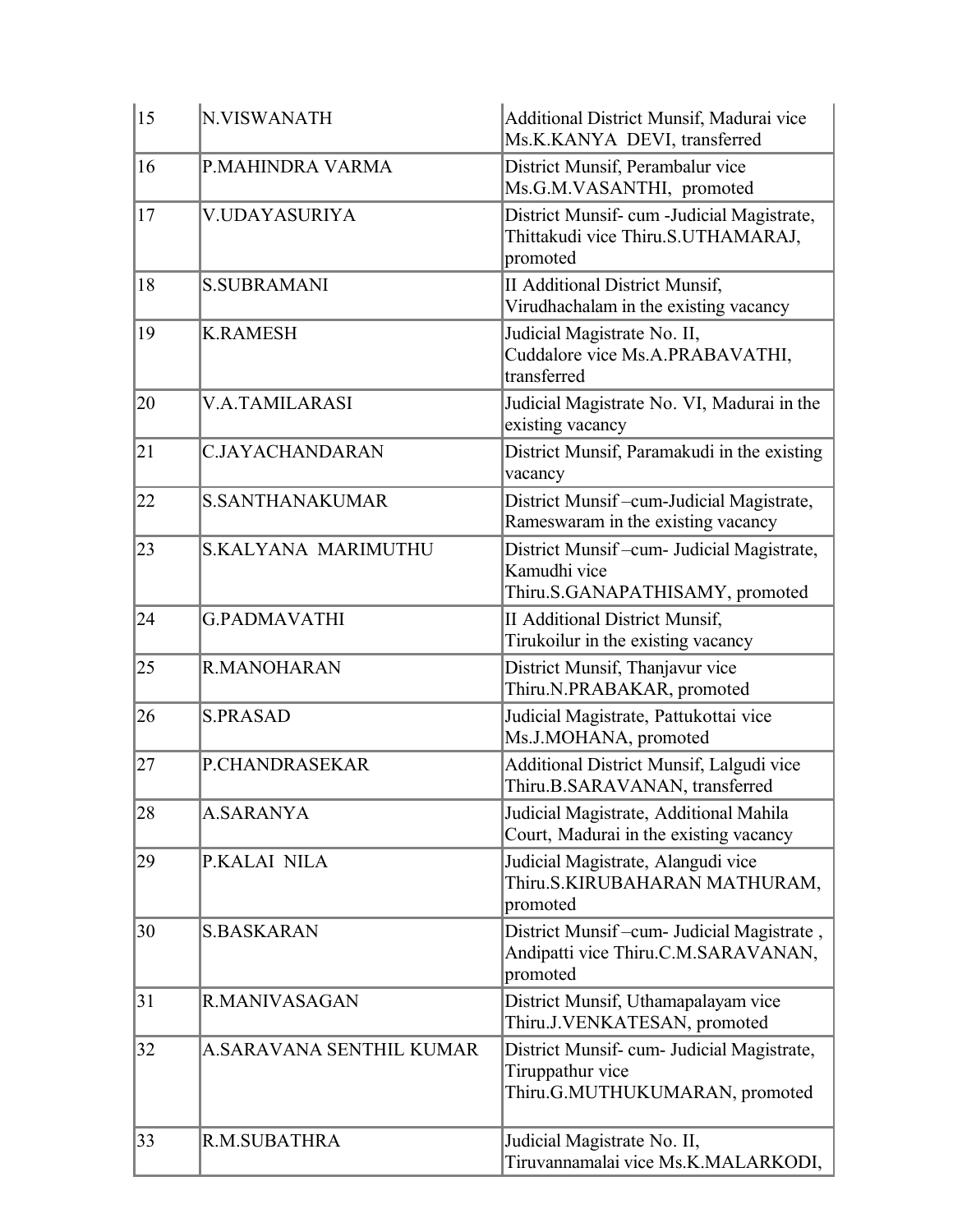| | | |
|---|---|---|
| 15 | N.VISWANATH | Additional District Munsif, Madurai vice Ms.K.KANYA DEVI, transferred |
| 16 | P.MAHINDRA VARMA | District Munsif, Perambalur vice Ms.G.M.VASANTHI, promoted |
| 17 | V.UDAYASURIYA | District Munsif- cum -Judicial Magistrate, Thittakudi vice Thiru.S.UTHAMARAJ, promoted |
| 18 | S.SUBRAMANI | II Additional District Munsif, Virudhachalam in the existing vacancy |
| 19 | K.RAMESH | Judicial Magistrate No. II, Cuddalore vice Ms.A.PRABAVATHI, transferred |
| 20 | V.A.TAMILARASI | Judicial Magistrate No. VI, Madurai in the existing vacancy |
| 21 | C.JAYACHANDARAN | District Munsif, Paramakudi in the existing vacancy |
| 22 | S.SANTHANAKUMAR | District Munsif –cum-Judicial Magistrate, Rameswaram in the existing vacancy |
| 23 | S.KALYANA MARIMUTHU | District Munsif –cum- Judicial Magistrate, Kamudhi vice Thiru.S.GANAPATHISAMY, promoted |
| 24 | G.PADMAVATHI | II Additional District Munsif, Tirukoilur in the existing vacancy |
| 25 | R.MANOHARAN | District Munsif, Thanjavur vice Thiru.N.PRABAKAR, promoted |
| 26 | S.PRASAD | Judicial Magistrate, Pattukottai vice Ms.J.MOHANA, promoted |
| 27 | P.CHANDRASEKAR | Additional District Munsif, Lalgudi vice Thiru.B.SARAVANAN, transferred |
| 28 | A.SARANYA | Judicial Magistrate, Additional Mahila Court, Madurai in the existing vacancy |
| 29 | P.KALAI NILA | Judicial Magistrate, Alangudi vice Thiru.S.KIRUBAHARAN MATHURAM, promoted |
| 30 | S.BASKARAN | District Munsif –cum- Judicial Magistrate , Andipatti vice Thiru.C.M.SARAVANAN, promoted |
| 31 | R.MANIVASAGAN | District Munsif, Uthamapalayam vice Thiru.J.VENKATESAN, promoted |
| 32 | A.SARAVANA SENTHIL KUMAR | District Munsif- cum- Judicial Magistrate, Tiruppathur vice Thiru.G.MUTHUKUMARAN, promoted |
| 33 | R.M.SUBATHRA | Judicial Magistrate No. II, Tiruvannamalai vice Ms.K.MALARKODI, |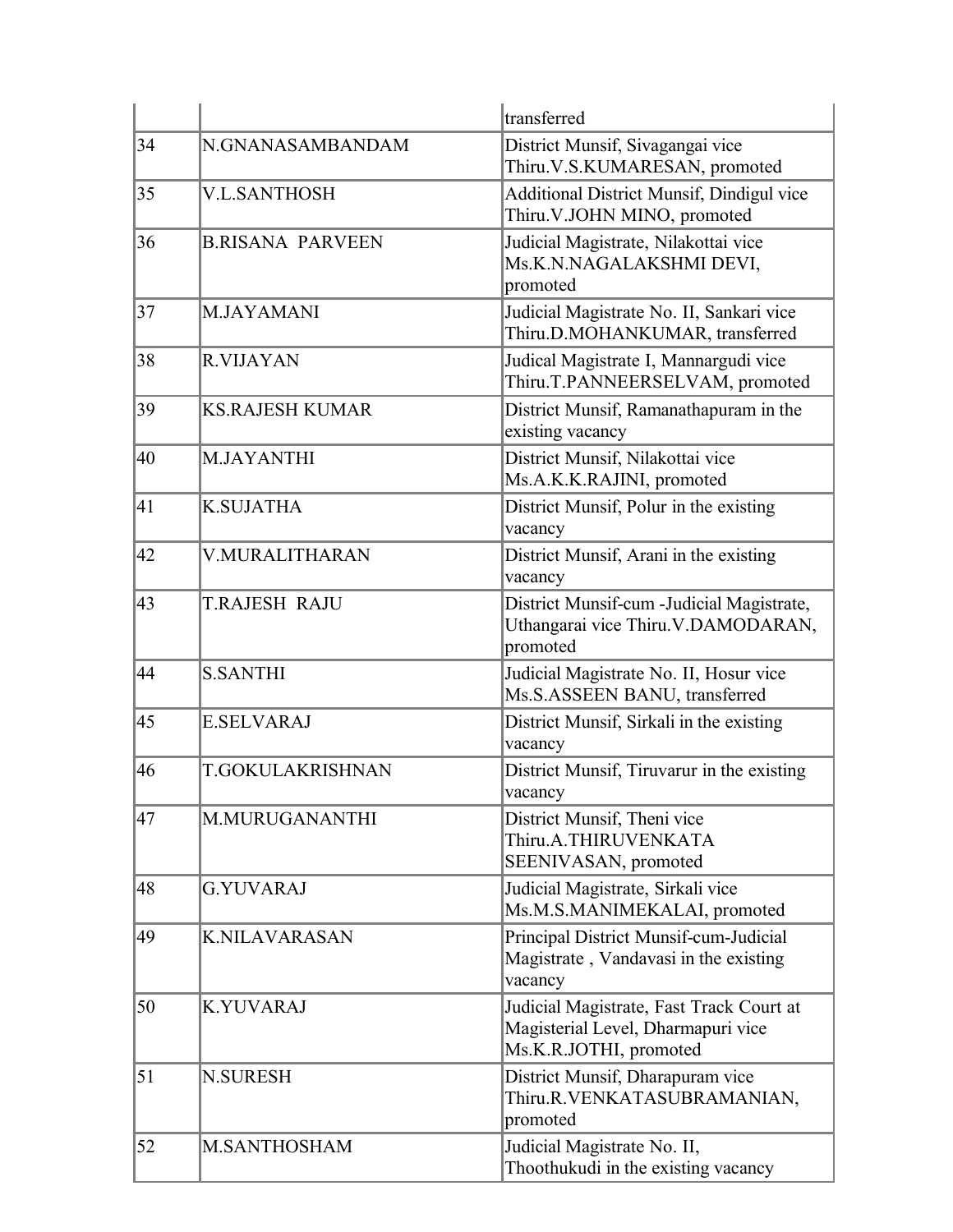| | | transferred |
|---|---|---|
| 34 | N.GNANASAMBANDAM | District Munsif, Sivagangai vice Thiru.V.S.KUMARESAN, promoted |
| 35 | V.L.SANTHOSH | Additional District Munsif, Dindigul vice Thiru.V.JOHN MINO, promoted |
| 36 | B.RISANA PARVEEN | Judicial Magistrate, Nilakottai vice Ms.K.N.NAGALAKSHMI DEVI, promoted |
| 37 | M.JAYAMANI | Judicial Magistrate No. II, Sankari vice Thiru.D.MOHANKUMAR, transferred |
| 38 | R.VIJAYAN | Judical Magistrate I, Mannargudi vice Thiru.T.PANNEERSELVAM, promoted |
| 39 | KS.RAJESH KUMAR | District Munsif, Ramanathapuram in the existing vacancy |
| 40 | M.JAYANTHI | District Munsif, Nilakottai vice Ms.A.K.K.RAJINI, promoted |
| 41 | K.SUJATHA | District Munsif, Polur in the existing vacancy |
| 42 | V.MURALITHARAN | District Munsif, Arani in the existing vacancy |
| 43 | T.RAJESH RAJU | District Munsif-cum -Judicial Magistrate, Uthangarai vice Thiru.V.DAMODARAN, promoted |
| 44 | S.SANTHI | Judicial Magistrate No. II, Hosur vice Ms.S.ASSEEN BANU, transferred |
| 45 | E.SELVARAJ | District Munsif, Sirkali in the existing vacancy |
| 46 | T.GOKULAKRISHNAN | District Munsif, Tiruvarur in the existing vacancy |
| 47 | M.MURUGANANTHI | District Munsif, Theni vice Thiru.A.THIRUVENKATA SEENIVASAN, promoted |
| 48 | G.YUVARAJ | Judicial Magistrate, Sirkali vice Ms.M.S.MANIMEKALAI, promoted |
| 49 | K.NILAVARASAN | Principal District Munsif-cum-Judicial Magistrate , Vandavasi in the existing vacancy |
| 50 | K.YUVARAJ | Judicial Magistrate, Fast Track Court at Magisterial Level, Dharmapuri vice Ms.K.R.JOTHI, promoted |
| 51 | N.SURESH | District Munsif, Dharapuram vice Thiru.R.VENKATASUBRAMANIAN, promoted |
| 52 | M.SANTHOSHAM | Judicial Magistrate No. II, Thoothukudi in the existing vacancy |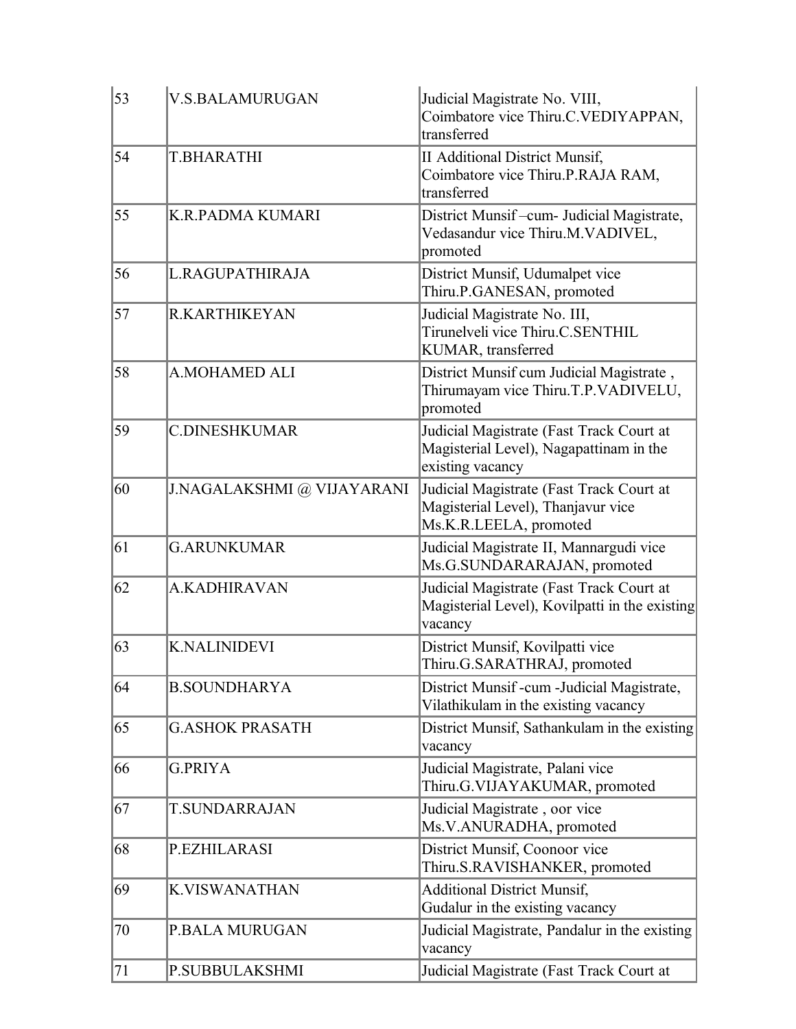| 53 | V.S.BALAMURUGAN | Judicial Magistrate No. VIII, Coimbatore vice Thiru.C.VEDIYAPPAN, transferred |
|---|---|---|
| 54 | T.BHARATHI | II Additional District Munsif, Coimbatore vice Thiru.P.RAJA RAM, transferred |
| 55 | K.R.PADMA KUMARI | District Munsif –cum- Judicial Magistrate, Vedasandur vice Thiru.M.VADIVEL, promoted |
| 56 | L.RAGUPATHIRAJA | District Munsif, Udumalpet vice Thiru.P.GANESAN, promoted |
| 57 | R.KARTHIKEYAN | Judicial Magistrate No. III, Tirunelveli vice Thiru.C.SENTHIL KUMAR, transferred |
| 58 | A.MOHAMED ALI | District Munsif cum Judicial Magistrate , Thirumayam vice Thiru.T.P.VADIVELU, promoted |
| 59 | C.DINESHKUMAR | Judicial Magistrate (Fast Track Court at Magisterial Level), Nagapattinam in the existing vacancy |
| 60 | J.NAGALAKSHMI @ VIJAYARANI | Judicial Magistrate (Fast Track Court at Magisterial Level), Thanjavur vice Ms.K.R.LEELA, promoted |
| 61 | G.ARUNKUMAR | Judicial Magistrate II, Mannargudi vice Ms.G.SUNDARARAJAN, promoted |
| 62 | A.KADHIRAVAN | Judicial Magistrate (Fast Track Court at Magisterial Level), Kovilpatti in the existing vacancy |
| 63 | K.NALINIDEVI | District Munsif, Kovilpatti vice Thiru.G.SARATHRAJ, promoted |
| 64 | B.SOUNDHARYA | District Munsif -cum -Judicial Magistrate, Vilathikulam in the existing vacancy |
| 65 | G.ASHOK PRASATH | District Munsif, Sathankulam in the existing vacancy |
| 66 | G.PRIYA | Judicial Magistrate, Palani vice Thiru.G.VIJAYAKUMAR, promoted |
| 67 | T.SUNDARRAJAN | Judicial Magistrate , oor vice Ms.V.ANURADHA, promoted |
| 68 | P.EZHILARASI | District Munsif, Coonoor vice Thiru.S.RAVISHANKER, promoted |
| 69 | K.VISWANATHAN | Additional District Munsif, Gudalur in the existing vacancy |
| 70 | P.BALA MURUGAN | Judicial Magistrate, Pandalur in the existing vacancy |
| 71 | P.SUBBULAKSHMI | Judicial Magistrate (Fast Track Court at |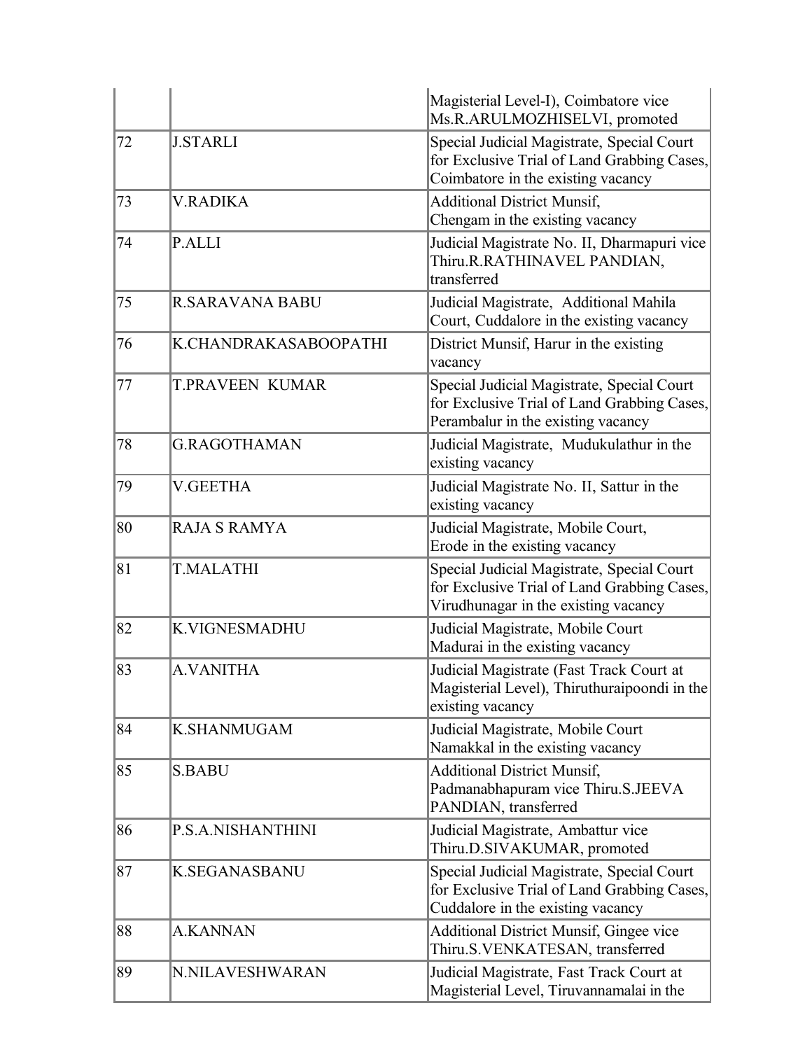| | | |
|---|---|---|
| | | Magisterial Level-I), Coimbatore vice Ms.R.ARULMOZHISELVI, promoted |
| 72 | J.STARLI | Special Judicial Magistrate, Special Court for Exclusive Trial of Land Grabbing Cases, Coimbatore in the existing vacancy |
| 73 | V.RADIKA | Additional District Munsif, Chengam in the existing vacancy |
| 74 | P.ALLI | Judicial Magistrate No. II, Dharmapuri vice Thiru.R.RATHINAVEL PANDIAN, transferred |
| 75 | R.SARAVANA BABU | Judicial Magistrate, Additional Mahila Court, Cuddalore in the existing vacancy |
| 76 | K.CHANDRAKASABOOPATHI | District Munsif, Harur in the existing vacancy |
| 77 | T.PRAVEEN KUMAR | Special Judicial Magistrate, Special Court for Exclusive Trial of Land Grabbing Cases, Perambalur in the existing vacancy |
| 78 | G.RAGOTHAMAN | Judicial Magistrate, Mudukulathur in the existing vacancy |
| 79 | V.GEETHA | Judicial Magistrate No. II, Sattur in the existing vacancy |
| 80 | RAJA S RAMYA | Judicial Magistrate, Mobile Court, Erode in the existing vacancy |
| 81 | T.MALATHI | Special Judicial Magistrate, Special Court for Exclusive Trial of Land Grabbing Cases, Virudhunagar in the existing vacancy |
| 82 | K.VIGNESMADHU | Judicial Magistrate, Mobile Court Madurai in the existing vacancy |
| 83 | A.VANITHA | Judicial Magistrate (Fast Track Court at Magisterial Level), Thiruthuraipoondi in the existing vacancy |
| 84 | K.SHANMUGAM | Judicial Magistrate, Mobile Court Namakkal in the existing vacancy |
| 85 | S.BABU | Additional District Munsif, Padmanabhapuram vice Thiru.S.JEEVA PANDIAN, transferred |
| 86 | P.S.A.NISHANTHINI | Judicial Magistrate, Ambattur vice Thiru.D.SIVAKUMAR, promoted |
| 87 | K.SEGANASBANU | Special Judicial Magistrate, Special Court for Exclusive Trial of Land Grabbing Cases, Cuddalore in the existing vacancy |
| 88 | A.KANNAN | Additional District Munsif, Gingee vice Thiru.S.VENKATESAN, transferred |
| 89 | N.NILAVESHWARAN | Judicial Magistrate, Fast Track Court at Magisterial Level, Tiruvannamalai in the |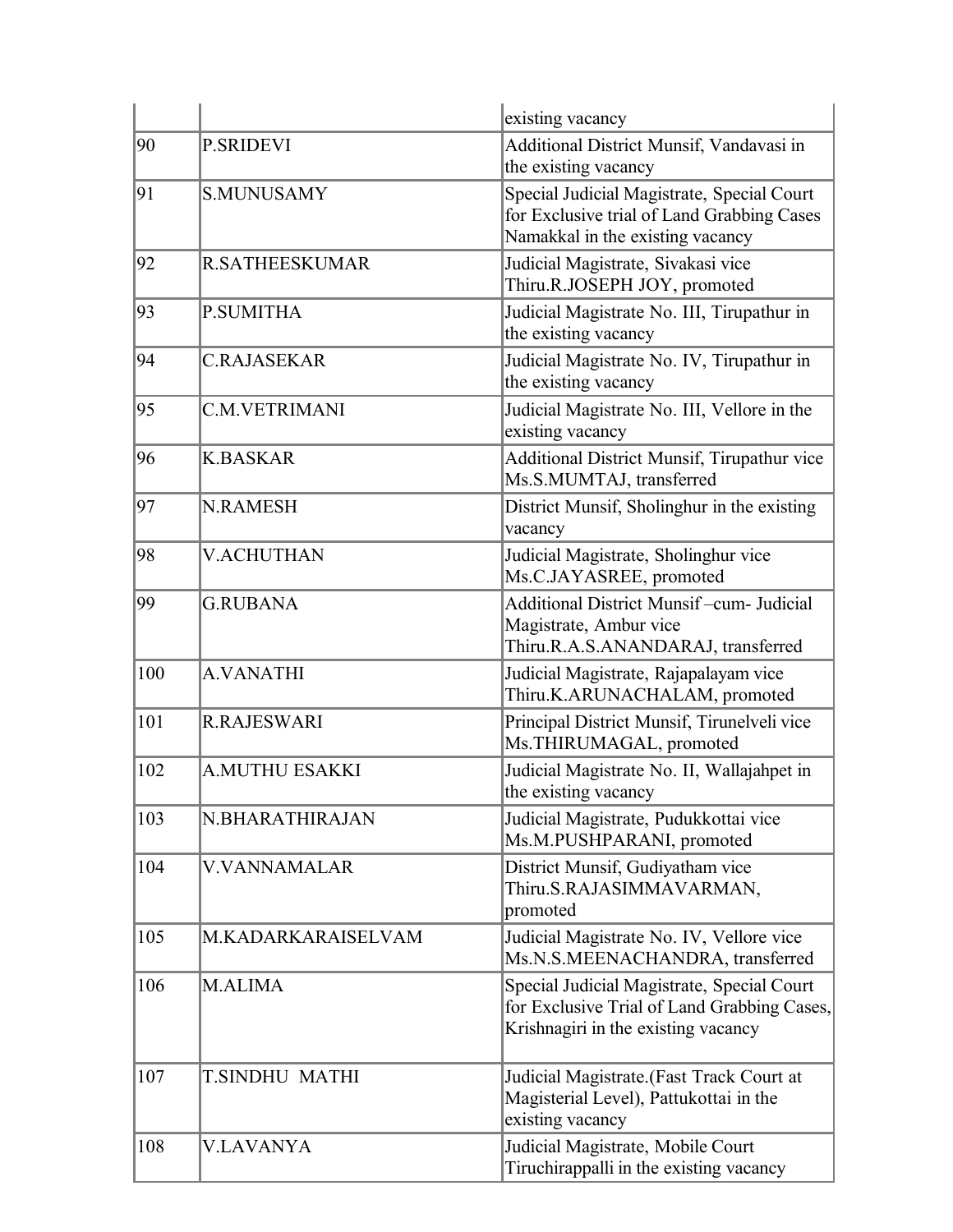| | | existing vacancy |
|---|---|---|
| 90 | P.SRIDEVI | Additional District Munsif, Vandavasi in the existing vacancy |
| 91 | S.MUNUSAMY | Special Judicial Magistrate, Special Court for Exclusive trial of Land Grabbing Cases Namakkal in the existing vacancy |
| 92 | R.SATHEESKUMAR | Judicial Magistrate, Sivakasi vice Thiru.R.JOSEPH JOY, promoted |
| 93 | P.SUMITHA | Judicial Magistrate No. III, Tirupathur in the existing vacancy |
| 94 | C.RAJASEKAR | Judicial Magistrate No. IV, Tirupathur in the existing vacancy |
| 95 | C.M.VETRIMANI | Judicial Magistrate No. III, Vellore in the existing vacancy |
| 96 | K.BASKAR | Additional District Munsif, Tirupathur vice Ms.S.MUMTAJ, transferred |
| 97 | N.RAMESH | District Munsif, Sholinghur in the existing vacancy |
| 98 | V.ACHUTHAN | Judicial Magistrate, Sholinghur vice Ms.C.JAYASREE, promoted |
| 99 | G.RUBANA | Additional District Munsif –cum- Judicial Magistrate, Ambur vice Thiru.R.A.S.ANANDARAJ, transferred |
| 100 | A.VANATHI | Judicial Magistrate, Rajapalayam vice Thiru.K.ARUNACHALAM, promoted |
| 101 | R.RAJESWARI | Principal District Munsif, Tirunelveli vice Ms.THIRUMAGAL, promoted |
| 102 | A.MUTHU ESAKKI | Judicial Magistrate No. II, Wallajahpet in the existing vacancy |
| 103 | N.BHARATHIRAJAN | Judicial Magistrate, Pudukkottai vice Ms.M.PUSHPARANI, promoted |
| 104 | V.VANNAMALAR | District Munsif, Gudiyatham vice Thiru.S.RAJASIMMAVARMAN, promoted |
| 105 | M.KADARKARAISELVAM | Judicial Magistrate No. IV, Vellore vice Ms.N.S.MEENACHANDRA, transferred |
| 106 | M.ALIMA | Special Judicial Magistrate, Special Court for Exclusive Trial of Land Grabbing Cases, Krishnagiri in the existing vacancy |
| 107 | T.SINDHU MATHI | Judicial Magistrate.(Fast Track Court at Magisterial Level), Pattukottai in the existing vacancy |
| 108 | V.LAVANYA | Judicial Magistrate, Mobile Court Tiruchirappalli in the existing vacancy |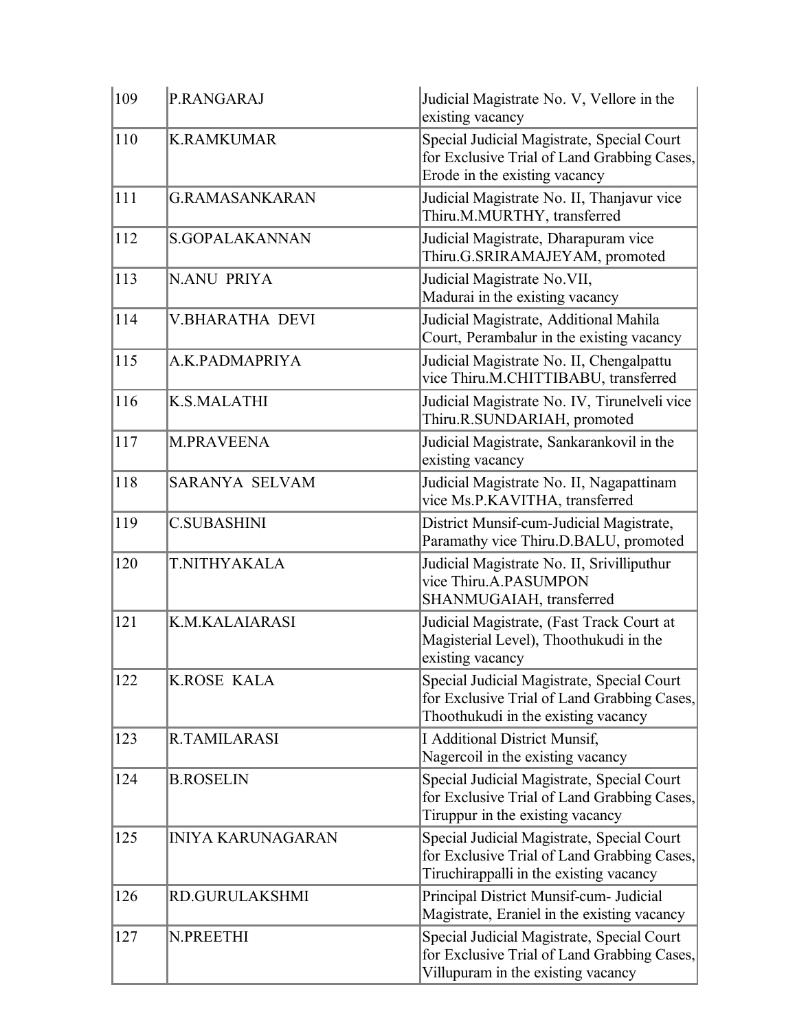| 109 | P.RANGARAJ | Judicial Magistrate No. V, Vellore in the existing vacancy |
|---|---|---|
| 110 | K.RAMKUMAR | Special Judicial Magistrate, Special Court for Exclusive Trial of Land Grabbing Cases, Erode in the existing vacancy |
| 111 | G.RAMASANKARAN | Judicial Magistrate No. II, Thanjavur vice Thiru.M.MURTHY, transferred |
| 112 | S.GOPALAKANNAN | Judicial Magistrate, Dharapuram vice Thiru.G.SRIRAMAJEYAM, promoted |
| 113 | N.ANU PRIYA | Judicial Magistrate No.VII, Madurai in the existing vacancy |
| 114 | V.BHARATHA DEVI | Judicial Magistrate, Additional Mahila Court, Perambalur in the existing vacancy |
| 115 | A.K.PADMAPRIYA | Judicial Magistrate No. II, Chengalpattu vice Thiru.M.CHITTIBABU, transferred |
| 116 | K.S.MALATHI | Judicial Magistrate No. IV, Tirunelveli vice Thiru.R.SUNDARIAH, promoted |
| 117 | M.PRAVEENA | Judicial Magistrate, Sankarankovil in the existing vacancy |
| 118 | SARANYA SELVAM | Judicial Magistrate No. II, Nagapattinam vice Ms.P.KAVITHA, transferred |
| 119 | C.SUBASHINI | District Munsif-cum-Judicial Magistrate, Paramathy vice Thiru.D.BALU, promoted |
| 120 | T.NITHYAKALA | Judicial Magistrate No. II, Srivilliputhur vice Thiru.A.PASUMPON SHANMUGAIAH, transferred |
| 121 | K.M.KALAIARASI | Judicial Magistrate, (Fast Track Court at Magisterial Level), Thoothukudi in the existing vacancy |
| 122 | K.ROSE KALA | Special Judicial Magistrate, Special Court for Exclusive Trial of Land Grabbing Cases, Thoothukudi in the existing vacancy |
| 123 | R.TAMILARASI | I Additional District Munsif, Nagercoil in the existing vacancy |
| 124 | B.ROSELIN | Special Judicial Magistrate, Special Court for Exclusive Trial of Land Grabbing Cases, Tiruppur in the existing vacancy |
| 125 | INIYA KARUNAGARAN | Special Judicial Magistrate, Special Court for Exclusive Trial of Land Grabbing Cases, Tiruchirappalli in the existing vacancy |
| 126 | RD.GURULAKSHMI | Principal District Munsif-cum- Judicial Magistrate, Eraniel in the existing vacancy |
| 127 | N.PREETHI | Special Judicial Magistrate, Special Court for Exclusive Trial of Land Grabbing Cases, Villupuram in the existing vacancy |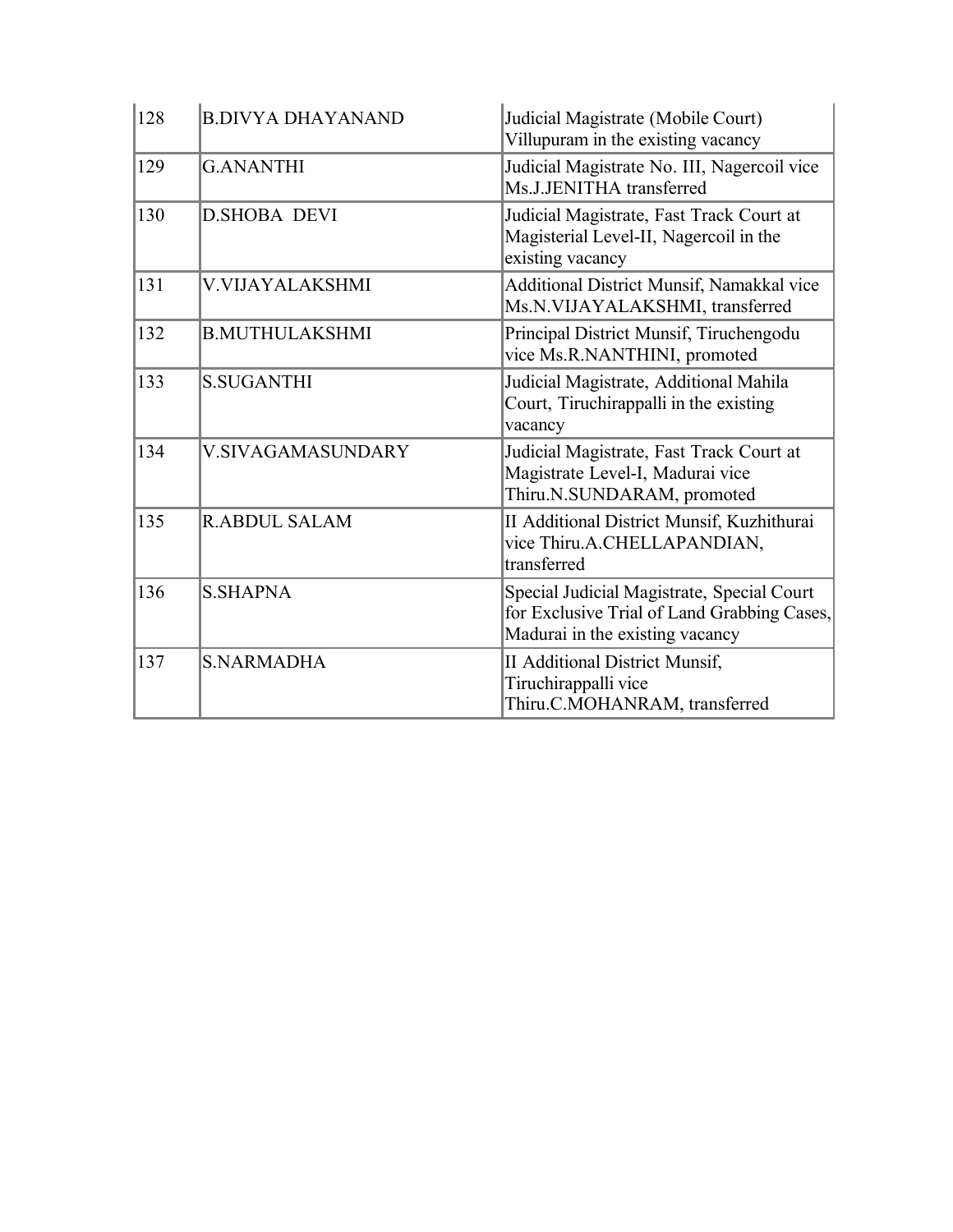| | | |
|---|---|---|
| 128 | B.DIVYA DHAYANAND | Judicial Magistrate (Mobile Court) Villupuram in the existing vacancy |
| 129 | G.ANANTHI | Judicial Magistrate No. III, Nagercoil vice Ms.J.JENITHA transferred |
| 130 | D.SHOBA DEVI | Judicial Magistrate, Fast Track Court at Magisterial Level-II, Nagercoil in the existing vacancy |
| 131 | V.VIJAYALAKSHMI | Additional District Munsif, Namakkal vice Ms.N.VIJAYALAKSHMI, transferred |
| 132 | B.MUTHULAKSHMI | Principal District Munsif, Tiruchengodu vice Ms.R.NANTHINI, promoted |
| 133 | S.SUGANTHI | Judicial Magistrate, Additional Mahila Court, Tiruchirappalli in the existing vacancy |
| 134 | V.SIVAGAMASUNDARY | Judicial Magistrate, Fast Track Court at Magistrate Level-I, Madurai vice Thiru.N.SUNDARAM, promoted |
| 135 | R.ABDUL SALAM | II Additional District Munsif, Kuzhithurai vice Thiru.A.CHELLAPANDIAN, transferred |
| 136 | S.SHAPNA | Special Judicial Magistrate, Special Court for Exclusive Trial of Land Grabbing Cases, Madurai in the existing vacancy |
| 137 | S.NARMADHA | II Additional District Munsif, Tiruchirappalli vice Thiru.C.MOHANRAM, transferred |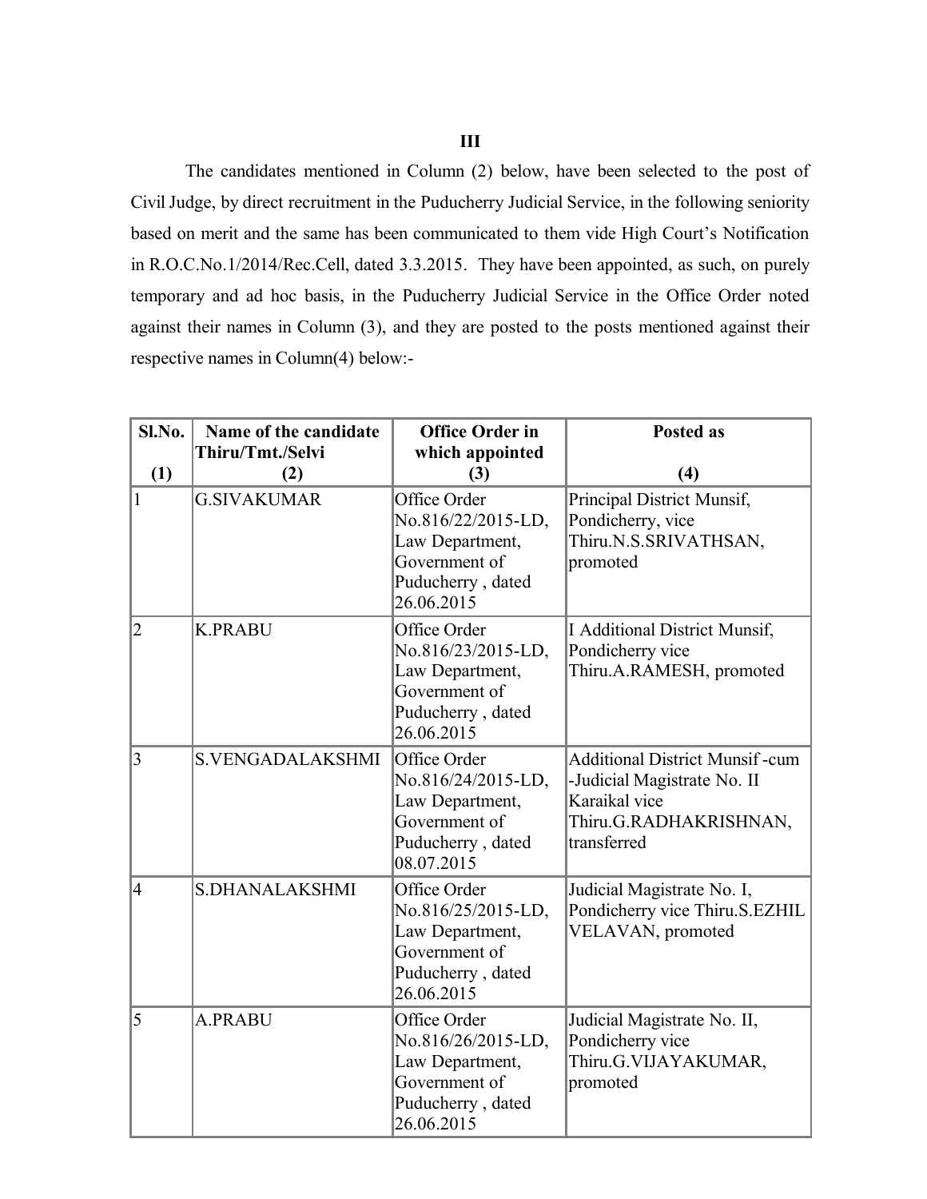## III

The candidates mentioned in Column (2) below, have been selected to the post of Civil Judge, by direct recruitment in the Puducherry Judicial Service, in the following seniority based on merit and the same has been communicated to them vide High Court's Notification in R.O.C.No.1/2014/Rec.Cell, dated 3.3.2015. They have been appointed, as such, on purely temporary and ad hoc basis, in the Puducherry Judicial Service in the Office Order noted against their names in Column (3), and they are posted to the posts mentioned against their respective names in Column(4) below:-

| Sl.No. (1) | Name of the candidate Thiru/Tmt./Selvi (2) | Office Order in which appointed (3) | Posted as (4) |
|---|---|---|---|
| 1 | G.SIVAKUMAR | Office Order No.816/22/2015-LD, Law Department, Government of Puducherry , dated 26.06.2015 | Principal District Munsif, Pondicherry, vice Thiru.N.S.SRIVATHSAN, promoted |
| 2 | K.PRABU | Office Order No.816/23/2015-LD, Law Department, Government of Puducherry , dated 26.06.2015 | I Additional District Munsif, Pondicherry vice Thiru.A.RAMESH, promoted |
| 3 | S.VENGADALAKSHMI | Office Order No.816/24/2015-LD, Law Department, Government of Puducherry , dated 08.07.2015 | Additional District Munsif -cum -Judicial Magistrate No. II Karaikal vice Thiru.G.RADHAKRISHNAN, transferred |
| 4 | S.DHANALAKSHMI | Office Order No.816/25/2015-LD, Law Department, Government of Puducherry , dated 26.06.2015 | Judicial Magistrate No. I, Pondicherry vice Thiru.S.EZHIL VELAVAN, promoted |
| 5 | A.PRABU | Office Order No.816/26/2015-LD, Law Department, Government of Puducherry , dated 26.06.2015 | Judicial Magistrate No. II, Pondicherry vice Thiru.G.VIJAYAKUMAR, promoted |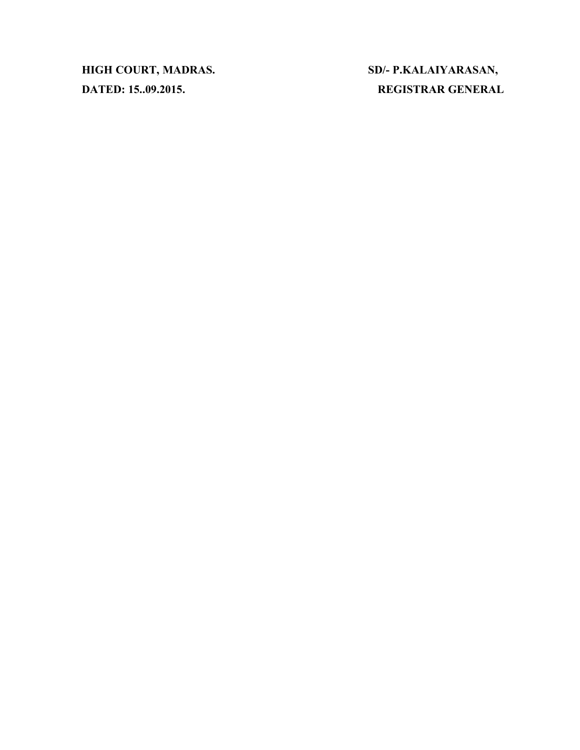**HIGH COURT, MADRAS.** **SD/- P.KALAIYARASAN,**

**DATED: 15..09.2015.** **REGISTRAR GENERAL**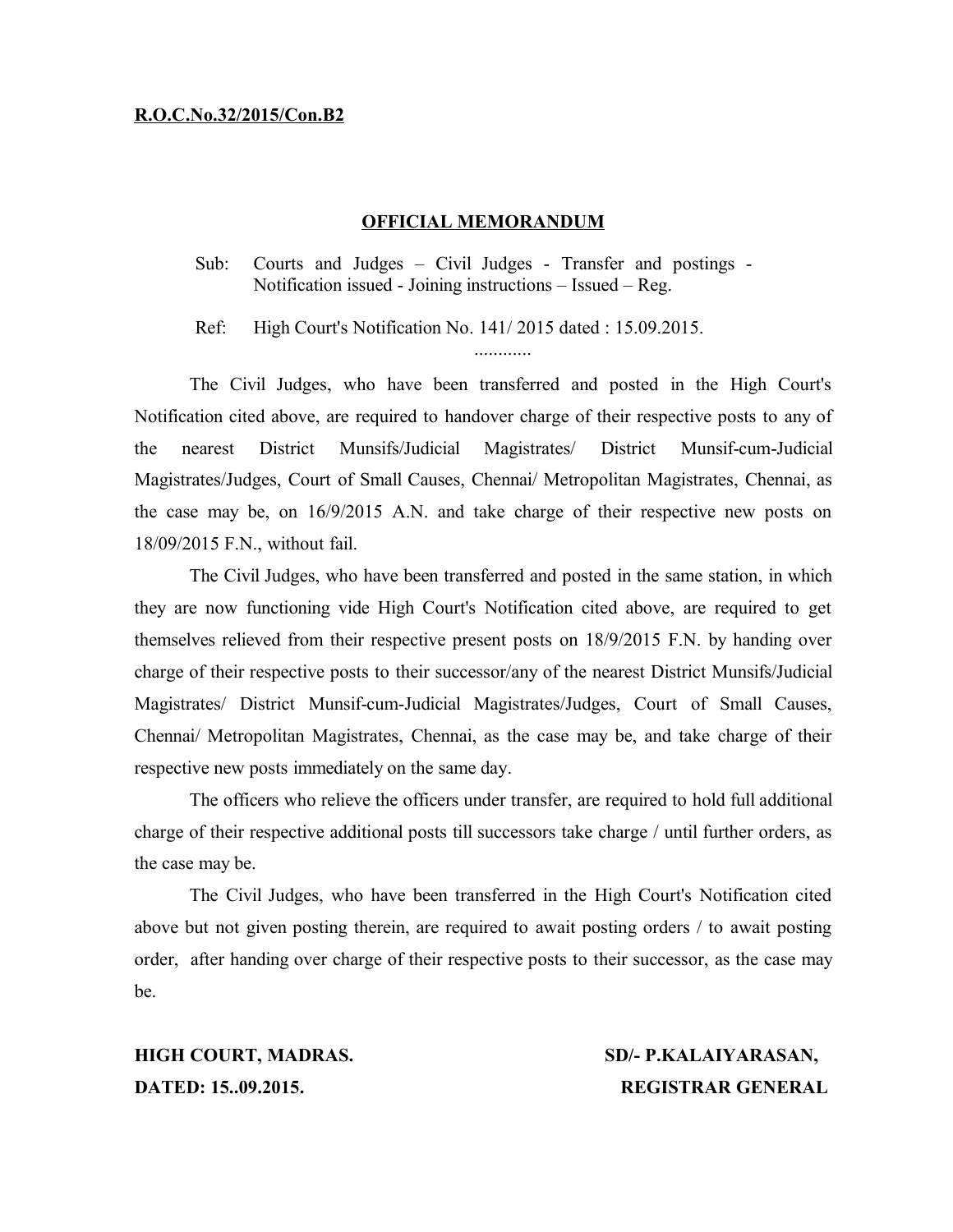**R.O.C.No.32/2015/Con.B2**

**OFFICIAL MEMORANDUM**

Sub: Courts and Judges – Civil Judges - Transfer and postings - Notification issued - Joining instructions – Issued – Reg.

Ref: High Court's Notification No. 141/ 2015 dated : 15.09.2015.

............

The Civil Judges, who have been transferred and posted in the High Court's Notification cited above, are required to handover charge of their respective posts to any of the nearest District Munsifs/Judicial Magistrates/ District Munsif-cum-Judicial Magistrates/Judges, Court of Small Causes, Chennai/ Metropolitan Magistrates, Chennai, as the case may be, on 16/9/2015 A.N. and take charge of their respective new posts on 18/09/2015 F.N., without fail.

The Civil Judges, who have been transferred and posted in the same station, in which they are now functioning vide High Court's Notification cited above, are required to get themselves relieved from their respective present posts on 18/9/2015 F.N. by handing over charge of their respective posts to their successor/any of the nearest District Munsifs/Judicial Magistrates/ District Munsif-cum-Judicial Magistrates/Judges, Court of Small Causes, Chennai/ Metropolitan Magistrates, Chennai, as the case may be, and take charge of their respective new posts immediately on the same day.

The officers who relieve the officers under transfer, are required to hold full additional charge of their respective additional posts till successors take charge / until further orders, as the case may be.

The Civil Judges, who have been transferred in the High Court's Notification cited above but not given posting therein, are required to await posting orders / to await posting order, after handing over charge of their respective posts to their successor, as the case may be.

**HIGH COURT, MADRAS.**
**DATED: 15..09.2015.**

**SD/- P.KALAIYARASAN,**
**REGISTRAR GENERAL**